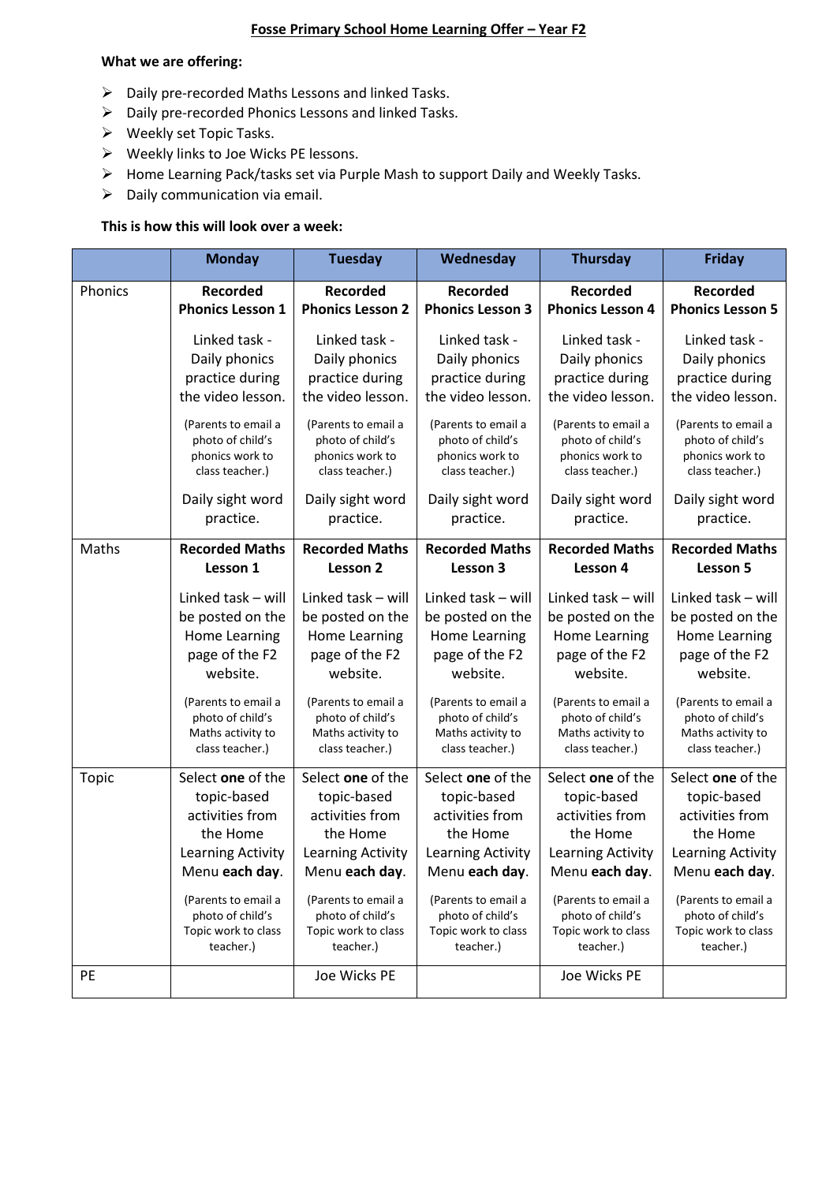# Fosse Primary School Home Learning Offer – Year F2

**What we are offering:**

- Daily pre-recorded Maths Lessons and linked Tasks.
- Daily pre-recorded Phonics Lessons and linked Tasks.
- Weekly set Topic Tasks.
- Weekly links to Joe Wicks PE lessons.
- Home Learning Pack/tasks set via Purple Mash to support Daily and Weekly Tasks.
- Daily communication via email.

**This is how this will look over a week:**

| | Monday | Tuesday | Wednesday | Thursday | Friday |
|---|---|---|---|---|---|
| Phonics | **Recorded Phonics Lesson 1**<br><br>Linked task - Daily phonics practice during the video lesson.<br><br>(Parents to email a photo of child's phonics work to class teacher.)<br><br>Daily sight word practice. | **Recorded Phonics Lesson 2**<br><br>Linked task - Daily phonics practice during the video lesson.<br><br>(Parents to email a photo of child's phonics work to class teacher.)<br><br>Daily sight word practice. | **Recorded Phonics Lesson 3**<br><br>Linked task - Daily phonics practice during the video lesson.<br><br>(Parents to email a photo of child's phonics work to class teacher.)<br><br>Daily sight word practice. | **Recorded Phonics Lesson 4**<br><br>Linked task - Daily phonics practice during the video lesson.<br><br>(Parents to email a photo of child's phonics work to class teacher.)<br><br>Daily sight word practice. | **Recorded Phonics Lesson 5**<br><br>Linked task - Daily phonics practice during the video lesson.<br><br>(Parents to email a photo of child's phonics work to class teacher.)<br><br>Daily sight word practice. |
| Maths | **Recorded Maths Lesson 1**<br><br>Linked task – will be posted on the Home Learning page of the F2 website.<br><br>(Parents to email a photo of child's Maths activity to class teacher.) | **Recorded Maths Lesson 2**<br><br>Linked task – will be posted on the Home Learning page of the F2 website.<br><br>(Parents to email a photo of child's Maths activity to class teacher.) | **Recorded Maths Lesson 3**<br><br>Linked task – will be posted on the Home Learning page of the F2 website.<br><br>(Parents to email a photo of child's Maths activity to class teacher.) | **Recorded Maths Lesson 4**<br><br>Linked task – will be posted on the Home Learning page of the F2 website.<br><br>(Parents to email a photo of child's Maths activity to class teacher.) | **Recorded Maths Lesson 5**<br><br>Linked task – will be posted on the Home Learning page of the F2 website.<br><br>(Parents to email a photo of child's Maths activity to class teacher.) |
| Topic | Select **one** of the topic-based activities from the Home Learning Activity Menu **each day**.<br><br>(Parents to email a photo of child's Topic work to class teacher.) | Select **one** of the topic-based activities from the Home Learning Activity Menu **each day**.<br><br>(Parents to email a photo of child's Topic work to class teacher.) | Select **one** of the topic-based activities from the Home Learning Activity Menu **each day**.<br><br>(Parents to email a photo of child's Topic work to class teacher.) | Select **one** of the topic-based activities from the Home Learning Activity Menu **each day**.<br><br>(Parents to email a photo of child's Topic work to class teacher.) | Select **one** of the topic-based activities from the Home Learning Activity Menu **each day**.<br><br>(Parents to email a photo of child's Topic work to class teacher.) |
| PE | | Joe Wicks PE | | Joe Wicks PE | |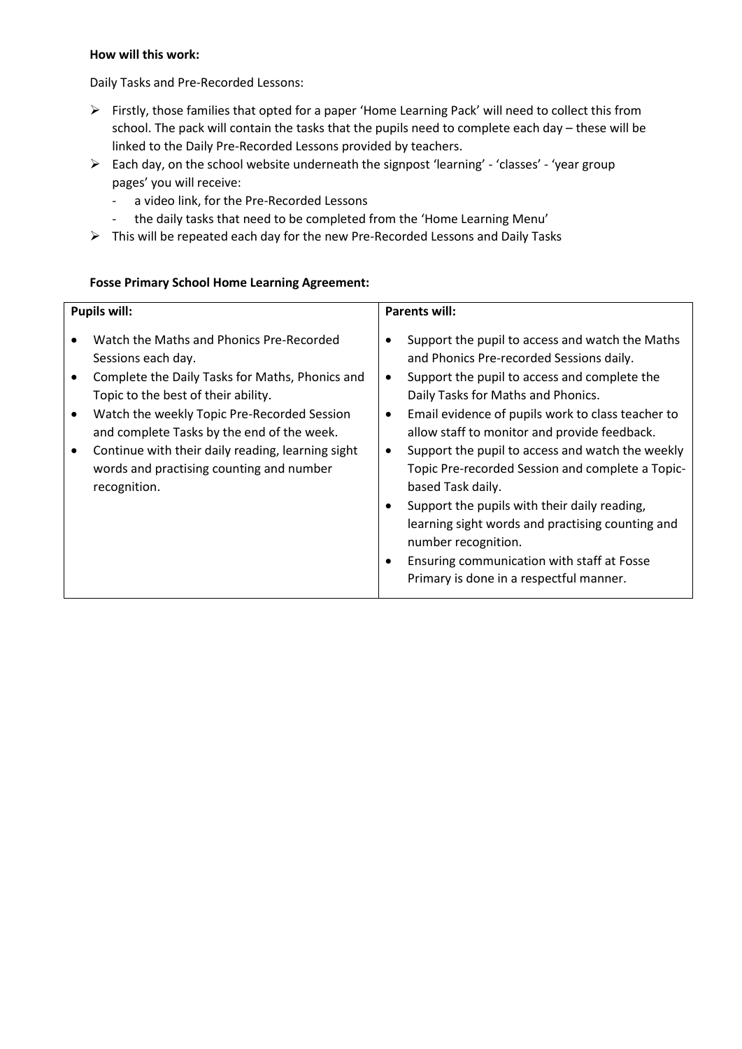**How will this work:**

Daily Tasks and Pre-Recorded Lessons:

- Firstly, those families that opted for a paper 'Home Learning Pack' will need to collect this from school. The pack will contain the tasks that the pupils need to complete each day – these will be linked to the Daily Pre-Recorded Lessons provided by teachers.
- Each day, on the school website underneath the signpost 'learning' - 'classes' - 'year group pages' you will receive:
  - a video link, for the Pre-Recorded Lessons
  - the daily tasks that need to be completed from the 'Home Learning Menu'
- This will be repeated each day for the new Pre-Recorded Lessons and Daily Tasks

**Fosse Primary School Home Learning Agreement:**

| **Pupils will:** | **Parents will:** |
|---|---|
| • Watch the Maths and Phonics Pre-Recorded Sessions each day.<br>• Complete the Daily Tasks for Maths, Phonics and Topic to the best of their ability.<br>• Watch the weekly Topic Pre-Recorded Session and complete Tasks by the end of the week.<br>• Continue with their daily reading, learning sight words and practising counting and number recognition. | • Support the pupil to access and watch the Maths and Phonics Pre-recorded Sessions daily.<br>• Support the pupil to access and complete the Daily Tasks for Maths and Phonics.<br>• Email evidence of pupils work to class teacher to allow staff to monitor and provide feedback.<br>• Support the pupil to access and watch the weekly Topic Pre-recorded Session and complete a Topic-based Task daily.<br>• Support the pupils with their daily reading, learning sight words and practising counting and number recognition.<br>• Ensuring communication with staff at Fosse Primary is done in a respectful manner. |